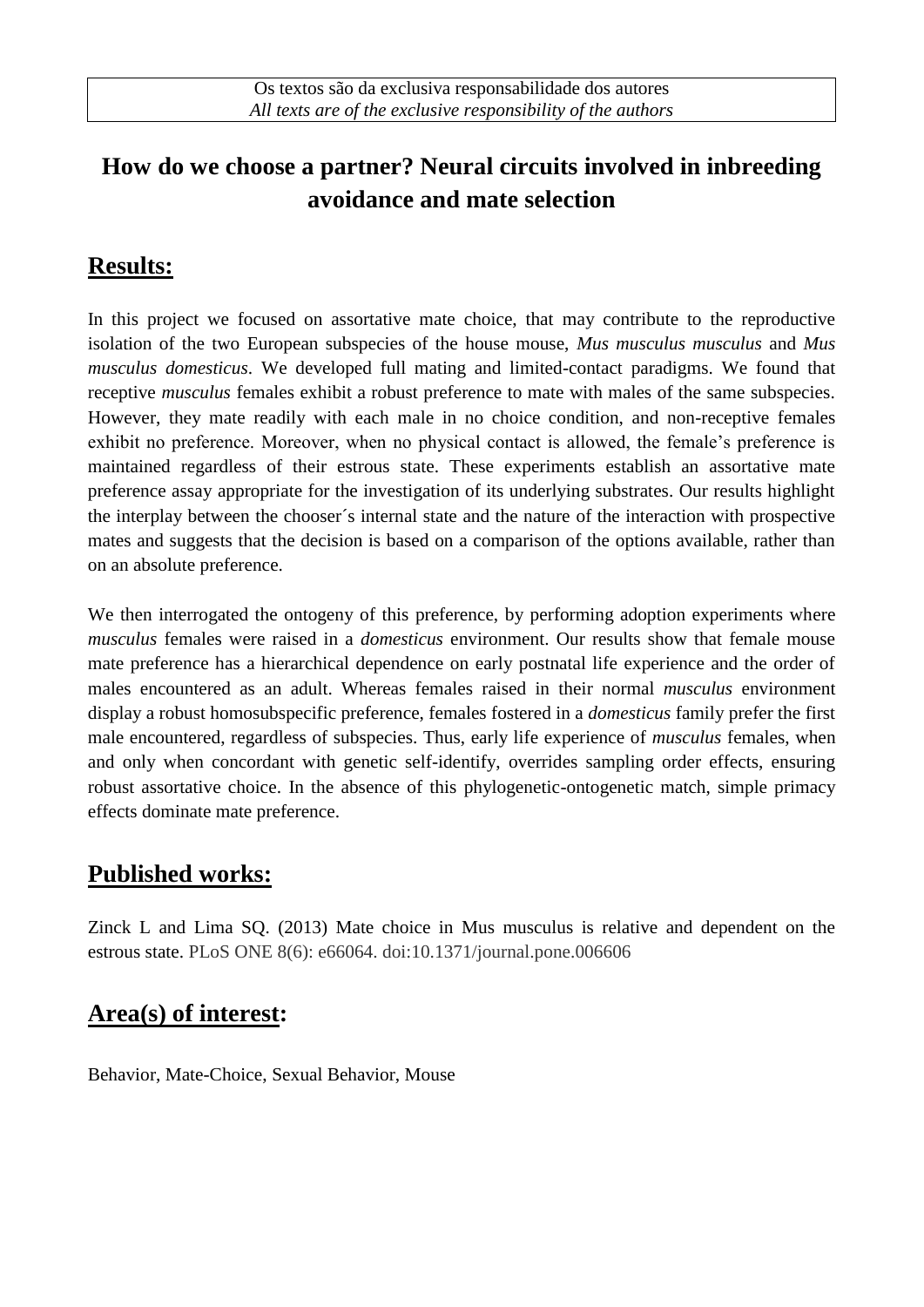Os textos são da exclusiva responsabilidade dos autores
*All texts are of the exclusive responsibility of the authors*

# How do we choose a partner? Neural circuits involved in inbreeding avoidance and mate selection

## Results:

In this project we focused on assortative mate choice, that may contribute to the reproductive isolation of the two European subspecies of the house mouse, *Mus musculus musculus* and *Mus musculus domesticus*. We developed full mating and limited-contact paradigms. We found that receptive *musculus* females exhibit a robust preference to mate with males of the same subspecies. However, they mate readily with each male in no choice condition, and non-receptive females exhibit no preference. Moreover, when no physical contact is allowed, the female's preference is maintained regardless of their estrous state. These experiments establish an assortative mate preference assay appropriate for the investigation of its underlying substrates. Our results highlight the interplay between the chooser´s internal state and the nature of the interaction with prospective mates and suggests that the decision is based on a comparison of the options available, rather than on an absolute preference.

We then interrogated the ontogeny of this preference, by performing adoption experiments where *musculus* females were raised in a *domesticus* environment. Our results show that female mouse mate preference has a hierarchical dependence on early postnatal life experience and the order of males encountered as an adult. Whereas females raised in their normal *musculus* environment display a robust homosubspecific preference, females fostered in a *domesticus* family prefer the first male encountered, regardless of subspecies. Thus, early life experience of *musculus* females, when and only when concordant with genetic self-identify, overrides sampling order effects, ensuring robust assortative choice. In the absence of this phylogenetic-ontogenetic match, simple primacy effects dominate mate preference.

## Published works:

Zinck L and Lima SQ. (2013) Mate choice in Mus musculus is relative and dependent on the estrous state. PLoS ONE 8(6): e66064. doi:10.1371/journal.pone.006606

## Area(s) of interest:

Behavior, Mate-Choice, Sexual Behavior, Mouse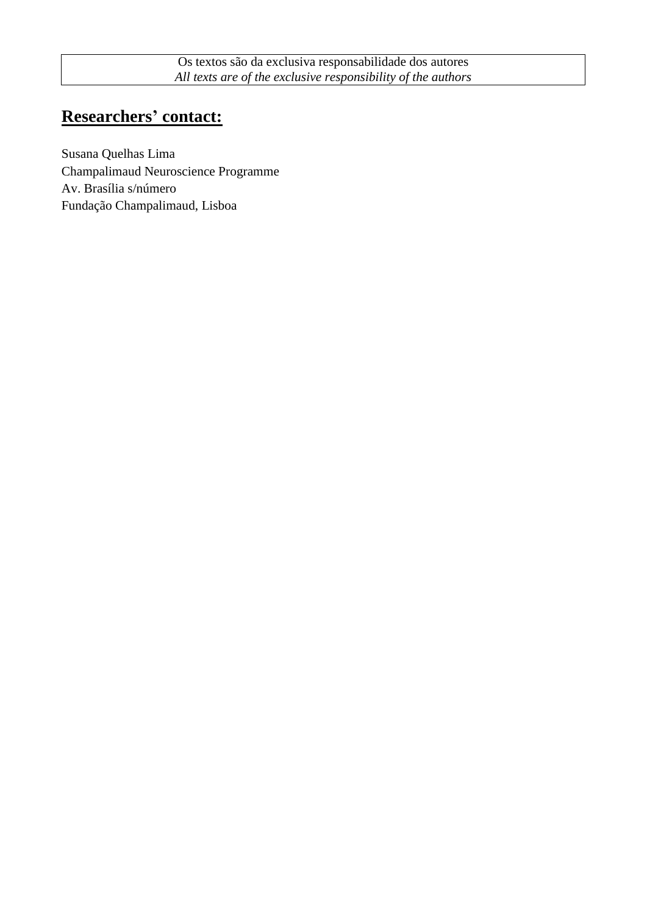Os textos são da exclusiva responsabilidade dos autores
*All texts are of the exclusive responsibility of the authors*

## Researchers' contact:

Susana Quelhas Lima
Champalimaud Neuroscience Programme
Av. Brasília s/número
Fundação Champalimaud, Lisboa